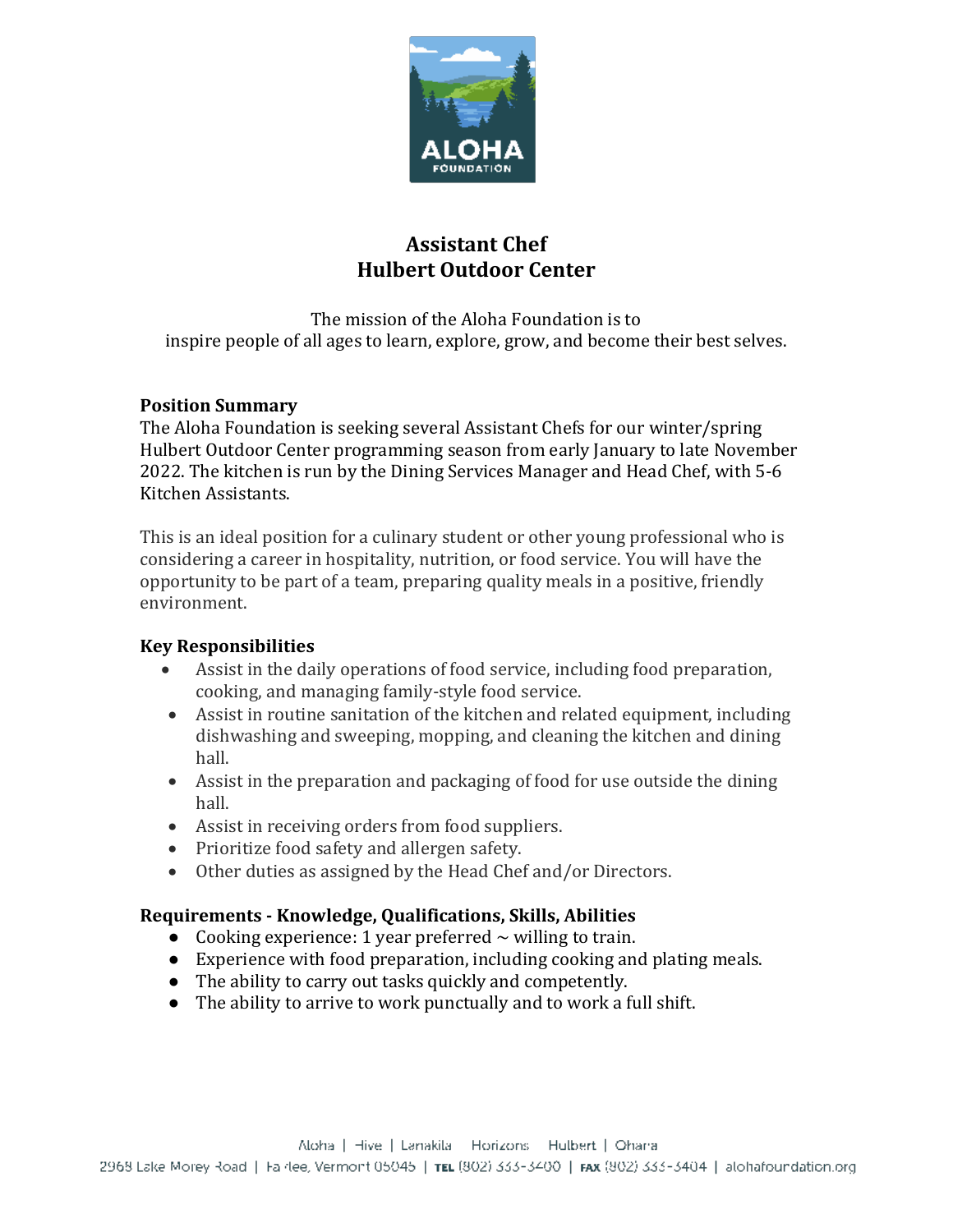# Assistant Chef
# Hulbert Outdoor Center

The mission of the Aloha Foundation is to
inspire people of all ages to learn, explore, grow, and become their best selves.

**Position Summary**

The Aloha Foundation is seeking several Assistant Chefs for our winter/spring Hulbert Outdoor Center programming season from early January to late November 2022. The kitchen is run by the Dining Services Manager and Head Chef, with 5-6 Kitchen Assistants.

This is an ideal position for a culinary student or other young professional who is considering a career in hospitality, nutrition, or food service. You will have the opportunity to be part of a team, preparing quality meals in a positive, friendly environment.

**Key Responsibilities**

- Assist in the daily operations of food service, including food preparation, cooking, and managing family-style food service.
- Assist in routine sanitation of the kitchen and related equipment, including dishwashing and sweeping, mopping, and cleaning the kitchen and dining hall.
- Assist in the preparation and packaging of food for use outside the dining hall.
- Assist in receiving orders from food suppliers.
- Prioritize food safety and allergen safety.
- Other duties as assigned by the Head Chef and/or Directors.

**Requirements - Knowledge, Qualifications, Skills, Abilities**

- Cooking experience: 1 year preferred ~ willing to train.
- Experience with food preparation, including cooking and plating meals.
- The ability to carry out tasks quickly and competently.
- The ability to arrive to work punctually and to work a full shift.

Aloha | Hive | Lanakila | Horizons | Hulbert | Ohana

2968 Lake Morey Road | Fairlee, Vermont 05045 | TEL (802) 333-3400 | FAX (802) 333-3404 | alohafoundation.org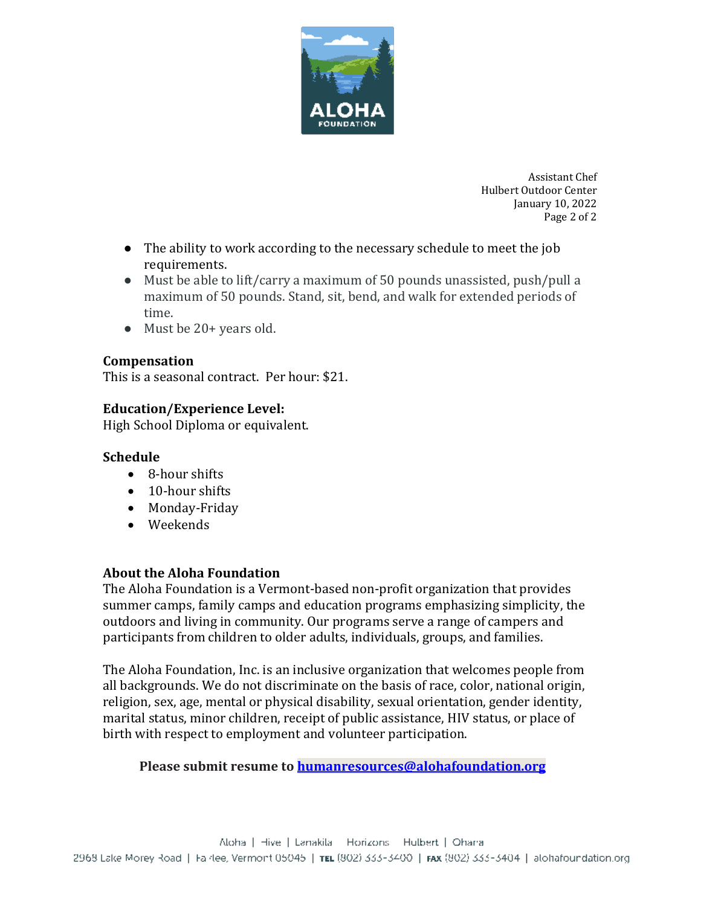- The ability to work according to the necessary schedule to meet the job requirements.
- Must be able to lift/carry a maximum of 50 pounds unassisted, push/pull a maximum of 50 pounds. Stand, sit, bend, and walk for extended periods of time.
- Must be 20+ years old.

**Compensation**
This is a seasonal contract. Per hour: $21.

**Education/Experience Level:**
High School Diploma or equivalent.

**Schedule**
- 8-hour shifts
- 10-hour shifts
- Monday-Friday
- Weekends

**About the Aloha Foundation**
The Aloha Foundation is a Vermont-based non-profit organization that provides summer camps, family camps and education programs emphasizing simplicity, the outdoors and living in community. Our programs serve a range of campers and participants from children to older adults, individuals, groups, and families.

The Aloha Foundation, Inc. is an inclusive organization that welcomes people from all backgrounds. We do not discriminate on the basis of race, color, national origin, religion, sex, age, mental or physical disability, sexual orientation, gender identity, marital status, minor children, receipt of public assistance, HIV status, or place of birth with respect to employment and volunteer participation.

**Please submit resume to humanresources@alohafoundation.org**